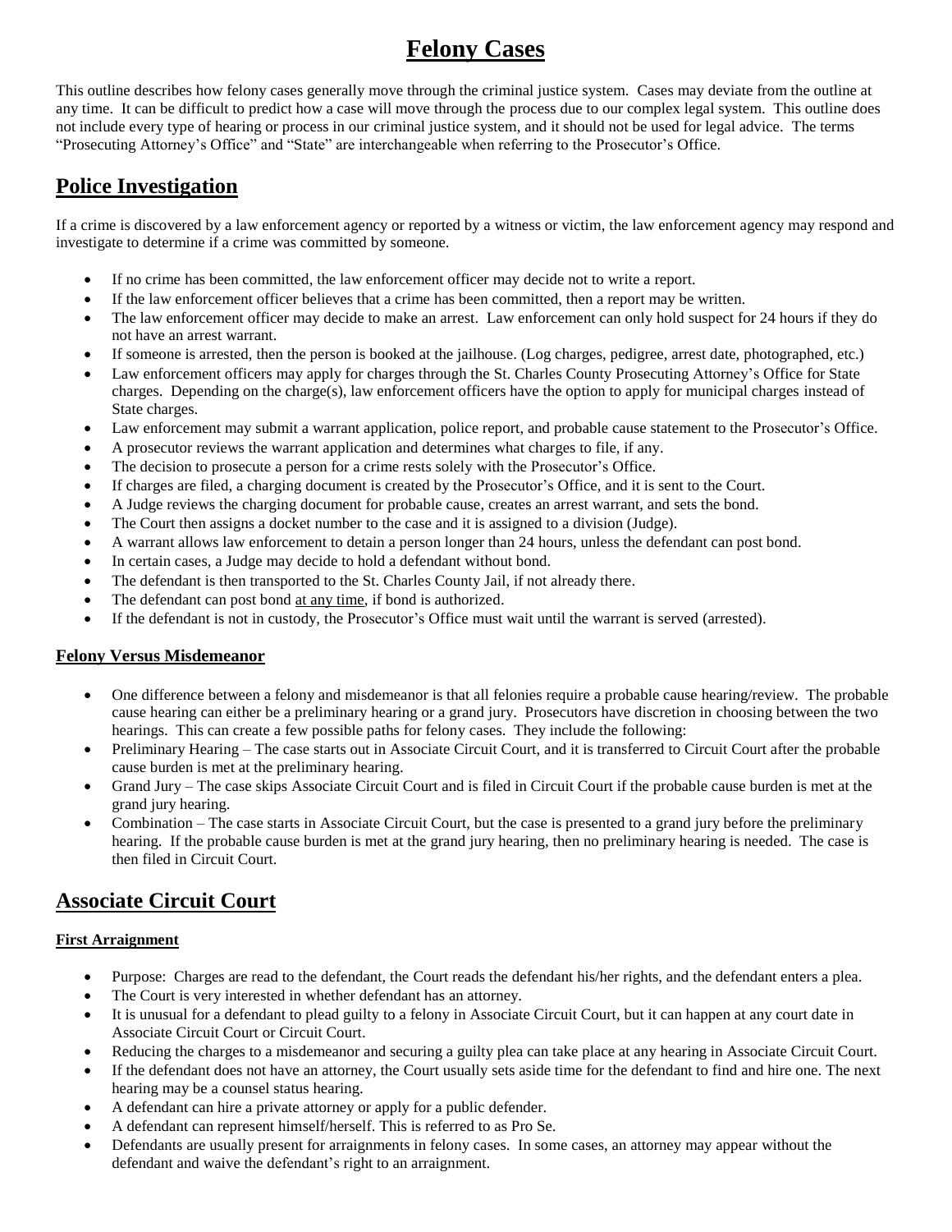# Felony Cases

This outline describes how felony cases generally move through the criminal justice system. Cases may deviate from the outline at any time. It can be difficult to predict how a case will move through the process due to our complex legal system. This outline does not include every type of hearing or process in our criminal justice system, and it should not be used for legal advice. The terms "Prosecuting Attorney's Office" and "State" are interchangeable when referring to the Prosecutor's Office.

## Police Investigation

If a crime is discovered by a law enforcement agency or reported by a witness or victim, the law enforcement agency may respond and investigate to determine if a crime was committed by someone.

- If no crime has been committed, the law enforcement officer may decide not to write a report.
- If the law enforcement officer believes that a crime has been committed, then a report may be written.
- The law enforcement officer may decide to make an arrest. Law enforcement can only hold suspect for 24 hours if they do not have an arrest warrant.
- If someone is arrested, then the person is booked at the jailhouse. (Log charges, pedigree, arrest date, photographed, etc.)
- Law enforcement officers may apply for charges through the St. Charles County Prosecuting Attorney's Office for State charges. Depending on the charge(s), law enforcement officers have the option to apply for municipal charges instead of State charges.
- Law enforcement may submit a warrant application, police report, and probable cause statement to the Prosecutor's Office.
- A prosecutor reviews the warrant application and determines what charges to file, if any.
- The decision to prosecute a person for a crime rests solely with the Prosecutor's Office.
- If charges are filed, a charging document is created by the Prosecutor's Office, and it is sent to the Court.
- A Judge reviews the charging document for probable cause, creates an arrest warrant, and sets the bond.
- The Court then assigns a docket number to the case and it is assigned to a division (Judge).
- A warrant allows law enforcement to detain a person longer than 24 hours, unless the defendant can post bond.
- In certain cases, a Judge may decide to hold a defendant without bond.
- The defendant is then transported to the St. Charles County Jail, if not already there.
- The defendant can post bond at any time, if bond is authorized.
- If the defendant is not in custody, the Prosecutor's Office must wait until the warrant is served (arrested).

### Felony Versus Misdemeanor

- One difference between a felony and misdemeanor is that all felonies require a probable cause hearing/review. The probable cause hearing can either be a preliminary hearing or a grand jury. Prosecutors have discretion in choosing between the two hearings. This can create a few possible paths for felony cases. They include the following:
- Preliminary Hearing – The case starts out in Associate Circuit Court, and it is transferred to Circuit Court after the probable cause burden is met at the preliminary hearing.
- Grand Jury – The case skips Associate Circuit Court and is filed in Circuit Court if the probable cause burden is met at the grand jury hearing.
- Combination – The case starts in Associate Circuit Court, but the case is presented to a grand jury before the preliminary hearing. If the probable cause burden is met at the grand jury hearing, then no preliminary hearing is needed. The case is then filed in Circuit Court.

## Associate Circuit Court

### First Arraignment

- Purpose: Charges are read to the defendant, the Court reads the defendant his/her rights, and the defendant enters a plea.
- The Court is very interested in whether defendant has an attorney.
- It is unusual for a defendant to plead guilty to a felony in Associate Circuit Court, but it can happen at any court date in Associate Circuit Court or Circuit Court.
- Reducing the charges to a misdemeanor and securing a guilty plea can take place at any hearing in Associate Circuit Court.
- If the defendant does not have an attorney, the Court usually sets aside time for the defendant to find and hire one. The next hearing may be a counsel status hearing.
- A defendant can hire a private attorney or apply for a public defender.
- A defendant can represent himself/herself. This is referred to as Pro Se.
- Defendants are usually present for arraignments in felony cases. In some cases, an attorney may appear without the defendant and waive the defendant's right to an arraignment.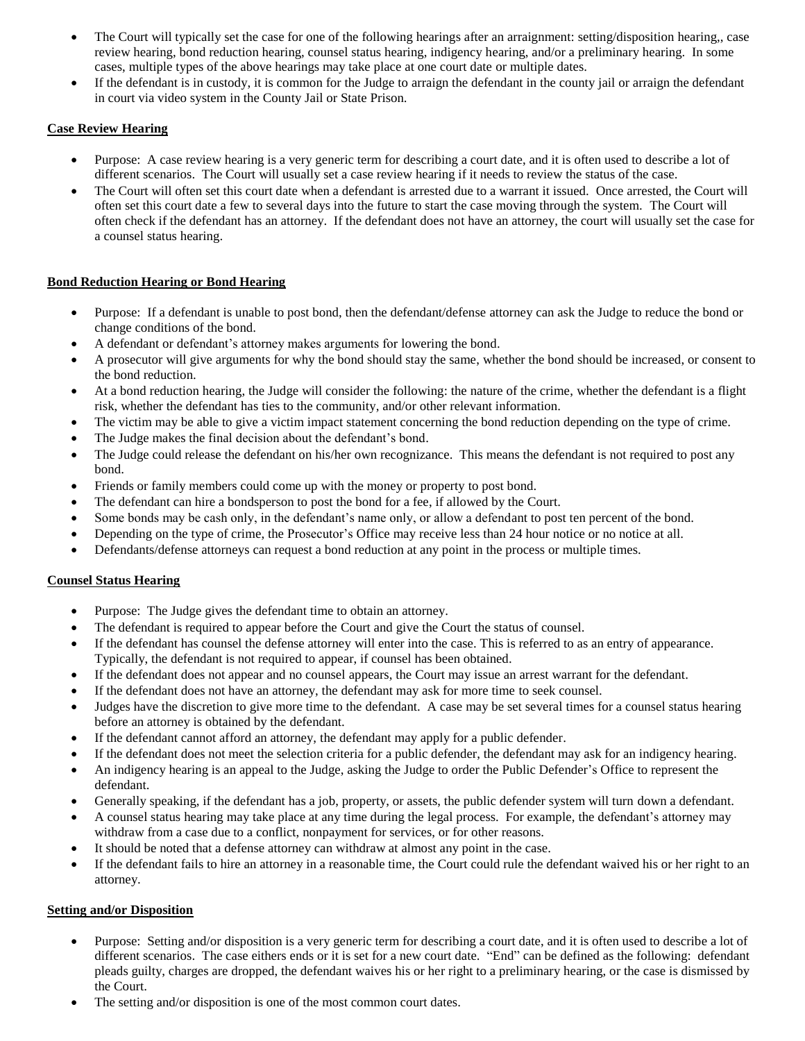- The Court will typically set the case for one of the following hearings after an arraignment: setting/disposition hearing,, case review hearing, bond reduction hearing, counsel status hearing, indigency hearing, and/or a preliminary hearing. In some cases, multiple types of the above hearings may take place at one court date or multiple dates.
- If the defendant is in custody, it is common for the Judge to arraign the defendant in the county jail or arraign the defendant in court via video system in the County Jail or State Prison.

**Case Review Hearing**

- Purpose: A case review hearing is a very generic term for describing a court date, and it is often used to describe a lot of different scenarios. The Court will usually set a case review hearing if it needs to review the status of the case.
- The Court will often set this court date when a defendant is arrested due to a warrant it issued. Once arrested, the Court will often set this court date a few to several days into the future to start the case moving through the system. The Court will often check if the defendant has an attorney. If the defendant does not have an attorney, the court will usually set the case for a counsel status hearing.

**Bond Reduction Hearing or Bond Hearing**

- Purpose: If a defendant is unable to post bond, then the defendant/defense attorney can ask the Judge to reduce the bond or change conditions of the bond.
- A defendant or defendant's attorney makes arguments for lowering the bond.
- A prosecutor will give arguments for why the bond should stay the same, whether the bond should be increased, or consent to the bond reduction.
- At a bond reduction hearing, the Judge will consider the following: the nature of the crime, whether the defendant is a flight risk, whether the defendant has ties to the community, and/or other relevant information.
- The victim may be able to give a victim impact statement concerning the bond reduction depending on the type of crime.
- The Judge makes the final decision about the defendant's bond.
- The Judge could release the defendant on his/her own recognizance. This means the defendant is not required to post any bond.
- Friends or family members could come up with the money or property to post bond.
- The defendant can hire a bondsperson to post the bond for a fee, if allowed by the Court.
- Some bonds may be cash only, in the defendant's name only, or allow a defendant to post ten percent of the bond.
- Depending on the type of crime, the Prosecutor's Office may receive less than 24 hour notice or no notice at all.
- Defendants/defense attorneys can request a bond reduction at any point in the process or multiple times.

**Counsel Status Hearing**

- Purpose: The Judge gives the defendant time to obtain an attorney.
- The defendant is required to appear before the Court and give the Court the status of counsel.
- If the defendant has counsel the defense attorney will enter into the case. This is referred to as an entry of appearance. Typically, the defendant is not required to appear, if counsel has been obtained.
- If the defendant does not appear and no counsel appears, the Court may issue an arrest warrant for the defendant.
- If the defendant does not have an attorney, the defendant may ask for more time to seek counsel.
- Judges have the discretion to give more time to the defendant. A case may be set several times for a counsel status hearing before an attorney is obtained by the defendant.
- If the defendant cannot afford an attorney, the defendant may apply for a public defender.
- If the defendant does not meet the selection criteria for a public defender, the defendant may ask for an indigency hearing.
- An indigency hearing is an appeal to the Judge, asking the Judge to order the Public Defender's Office to represent the defendant.
- Generally speaking, if the defendant has a job, property, or assets, the public defender system will turn down a defendant.
- A counsel status hearing may take place at any time during the legal process. For example, the defendant's attorney may withdraw from a case due to a conflict, nonpayment for services, or for other reasons.
- It should be noted that a defense attorney can withdraw at almost any point in the case.
- If the defendant fails to hire an attorney in a reasonable time, the Court could rule the defendant waived his or her right to an attorney.

**Setting and/or Disposition**

- Purpose: Setting and/or disposition is a very generic term for describing a court date, and it is often used to describe a lot of different scenarios. The case either ends or it is set for a new court date. "End" can be defined as the following: defendant pleads guilty, charges are dropped, the defendant waives his or her right to a preliminary hearing, or the case is dismissed by the Court.
- The setting and/or disposition is one of the most common court dates.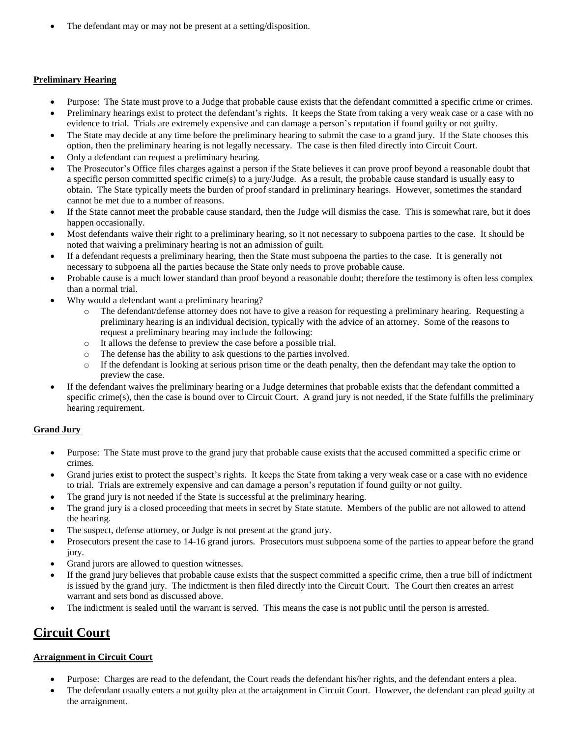- The defendant may or may not be present at a setting/disposition.

**Preliminary Hearing**

- Purpose: The State must prove to a Judge that probable cause exists that the defendant committed a specific crime or crimes.
- Preliminary hearings exist to protect the defendant's rights. It keeps the State from taking a very weak case or a case with no evidence to trial. Trials are extremely expensive and can damage a person's reputation if found guilty or not guilty.
- The State may decide at any time before the preliminary hearing to submit the case to a grand jury. If the State chooses this option, then the preliminary hearing is not legally necessary. The case is then filed directly into Circuit Court.
- Only a defendant can request a preliminary hearing.
- The Prosecutor's Office files charges against a person if the State believes it can prove proof beyond a reasonable doubt that a specific person committed specific crime(s) to a jury/Judge. As a result, the probable cause standard is usually easy to obtain. The State typically meets the burden of proof standard in preliminary hearings. However, sometimes the standard cannot be met due to a number of reasons.
- If the State cannot meet the probable cause standard, then the Judge will dismiss the case. This is somewhat rare, but it does happen occasionally.
- Most defendants waive their right to a preliminary hearing, so it not necessary to subpoena parties to the case. It should be noted that waiving a preliminary hearing is not an admission of guilt.
- If a defendant requests a preliminary hearing, then the State must subpoena the parties to the case. It is generally not necessary to subpoena all the parties because the State only needs to prove probable cause.
- Probable cause is a much lower standard than proof beyond a reasonable doubt; therefore the testimony is often less complex than a normal trial.
- Why would a defendant want a preliminary hearing?
  - The defendant/defense attorney does not have to give a reason for requesting a preliminary hearing. Requesting a preliminary hearing is an individual decision, typically with the advice of an attorney. Some of the reasons to request a preliminary hearing may include the following:
  - It allows the defense to preview the case before a possible trial.
  - The defense has the ability to ask questions to the parties involved.
  - If the defendant is looking at serious prison time or the death penalty, then the defendant may take the option to preview the case.
- If the defendant waives the preliminary hearing or a Judge determines that probable exists that the defendant committed a specific crime(s), then the case is bound over to Circuit Court. A grand jury is not needed, if the State fulfills the preliminary hearing requirement.

**Grand Jury**

- Purpose: The State must prove to the grand jury that probable cause exists that the accused committed a specific crime or crimes.
- Grand juries exist to protect the suspect's rights. It keeps the State from taking a very weak case or a case with no evidence to trial. Trials are extremely expensive and can damage a person's reputation if found guilty or not guilty.
- The grand jury is not needed if the State is successful at the preliminary hearing.
- The grand jury is a closed proceeding that meets in secret by State statute. Members of the public are not allowed to attend the hearing.
- The suspect, defense attorney, or Judge is not present at the grand jury.
- Prosecutors present the case to 14-16 grand jurors. Prosecutors must subpoena some of the parties to appear before the grand jury.
- Grand jurors are allowed to question witnesses.
- If the grand jury believes that probable cause exists that the suspect committed a specific crime, then a true bill of indictment is issued by the grand jury. The indictment is then filed directly into the Circuit Court. The Court then creates an arrest warrant and sets bond as discussed above.
- The indictment is sealed until the warrant is served. This means the case is not public until the person is arrested.

## Circuit Court

**Arraignment in Circuit Court**

- Purpose: Charges are read to the defendant, the Court reads the defendant his/her rights, and the defendant enters a plea.
- The defendant usually enters a not guilty plea at the arraignment in Circuit Court. However, the defendant can plead guilty at the arraignment.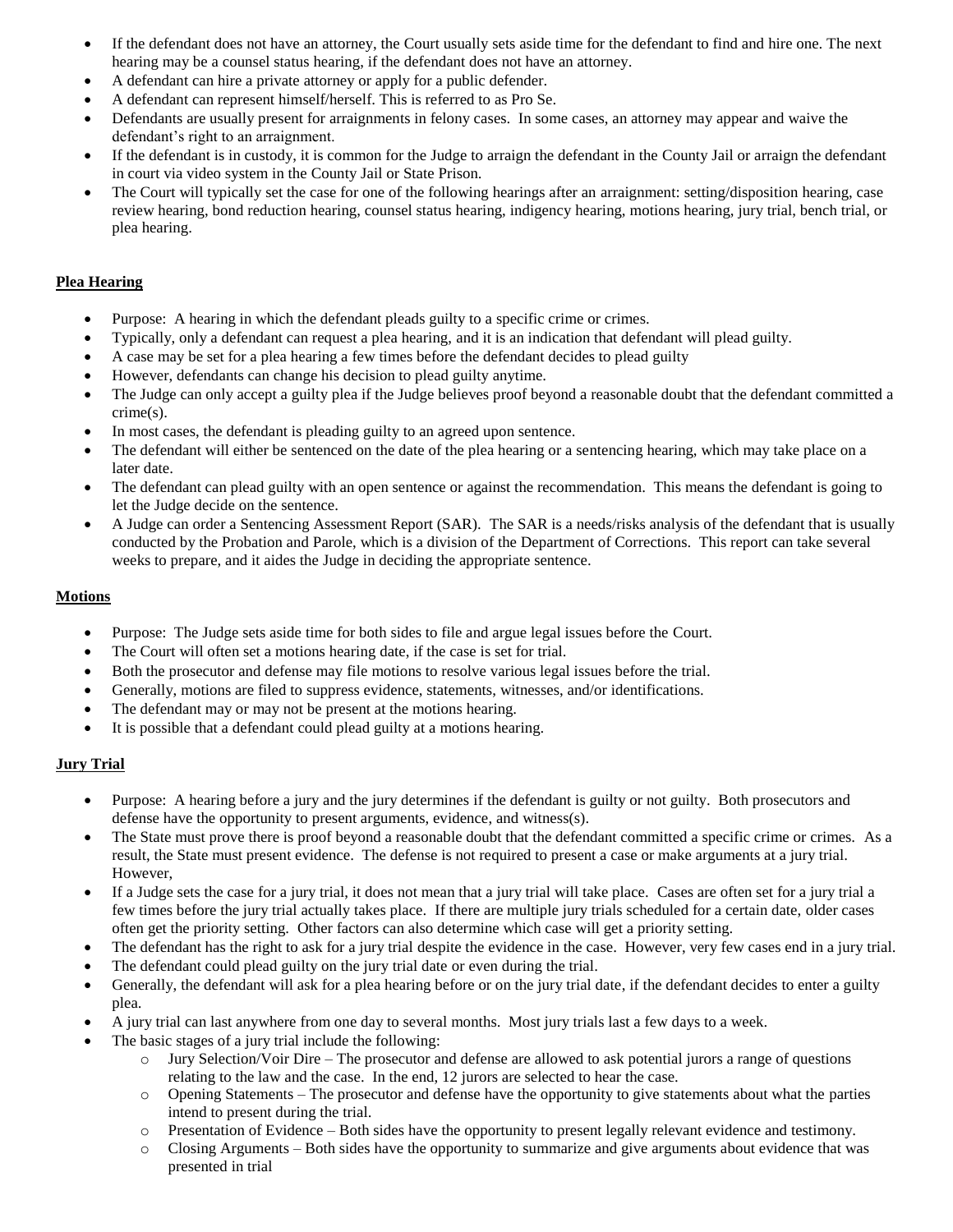- If the defendant does not have an attorney, the Court usually sets aside time for the defendant to find and hire one. The next hearing may be a counsel status hearing, if the defendant does not have an attorney.
- A defendant can hire a private attorney or apply for a public defender.
- A defendant can represent himself/herself. This is referred to as Pro Se.
- Defendants are usually present for arraignments in felony cases. In some cases, an attorney may appear and waive the defendant's right to an arraignment.
- If the defendant is in custody, it is common for the Judge to arraign the defendant in the County Jail or arraign the defendant in court via video system in the County Jail or State Prison.
- The Court will typically set the case for one of the following hearings after an arraignment: setting/disposition hearing, case review hearing, bond reduction hearing, counsel status hearing, indigency hearing, motions hearing, jury trial, bench trial, or plea hearing.

**Plea Hearing**

- Purpose: A hearing in which the defendant pleads guilty to a specific crime or crimes.
- Typically, only a defendant can request a plea hearing, and it is an indication that defendant will plead guilty.
- A case may be set for a plea hearing a few times before the defendant decides to plead guilty
- However, defendants can change his decision to plead guilty anytime.
- The Judge can only accept a guilty plea if the Judge believes proof beyond a reasonable doubt that the defendant committed a crime(s).
- In most cases, the defendant is pleading guilty to an agreed upon sentence.
- The defendant will either be sentenced on the date of the plea hearing or a sentencing hearing, which may take place on a later date.
- The defendant can plead guilty with an open sentence or against the recommendation. This means the defendant is going to let the Judge decide on the sentence.
- A Judge can order a Sentencing Assessment Report (SAR). The SAR is a needs/risks analysis of the defendant that is usually conducted by the Probation and Parole, which is a division of the Department of Corrections. This report can take several weeks to prepare, and it aides the Judge in deciding the appropriate sentence.

**Motions**

- Purpose: The Judge sets aside time for both sides to file and argue legal issues before the Court.
- The Court will often set a motions hearing date, if the case is set for trial.
- Both the prosecutor and defense may file motions to resolve various legal issues before the trial.
- Generally, motions are filed to suppress evidence, statements, witnesses, and/or identifications.
- The defendant may or may not be present at the motions hearing.
- It is possible that a defendant could plead guilty at a motions hearing.

**Jury Trial**

- Purpose: A hearing before a jury and the jury determines if the defendant is guilty or not guilty. Both prosecutors and defense have the opportunity to present arguments, evidence, and witness(s).
- The State must prove there is proof beyond a reasonable doubt that the defendant committed a specific crime or crimes. As a result, the State must present evidence. The defense is not required to present a case or make arguments at a jury trial. However,
- If a Judge sets the case for a jury trial, it does not mean that a jury trial will take place. Cases are often set for a jury trial a few times before the jury trial actually takes place. If there are multiple jury trials scheduled for a certain date, older cases often get the priority setting. Other factors can also determine which case will get a priority setting.
- The defendant has the right to ask for a jury trial despite the evidence in the case. However, very few cases end in a jury trial.
- The defendant could plead guilty on the jury trial date or even during the trial.
- Generally, the defendant will ask for a plea hearing before or on the jury trial date, if the defendant decides to enter a guilty plea.
- A jury trial can last anywhere from one day to several months. Most jury trials last a few days to a week.
- The basic stages of a jury trial include the following:
    - Jury Selection/Voir Dire – The prosecutor and defense are allowed to ask potential jurors a range of questions relating to the law and the case. In the end, 12 jurors are selected to hear the case.
    - Opening Statements – The prosecutor and defense have the opportunity to give statements about what the parties intend to present during the trial.
    - Presentation of Evidence – Both sides have the opportunity to present legally relevant evidence and testimony.
    - Closing Arguments – Both sides have the opportunity to summarize and give arguments about evidence that was presented in trial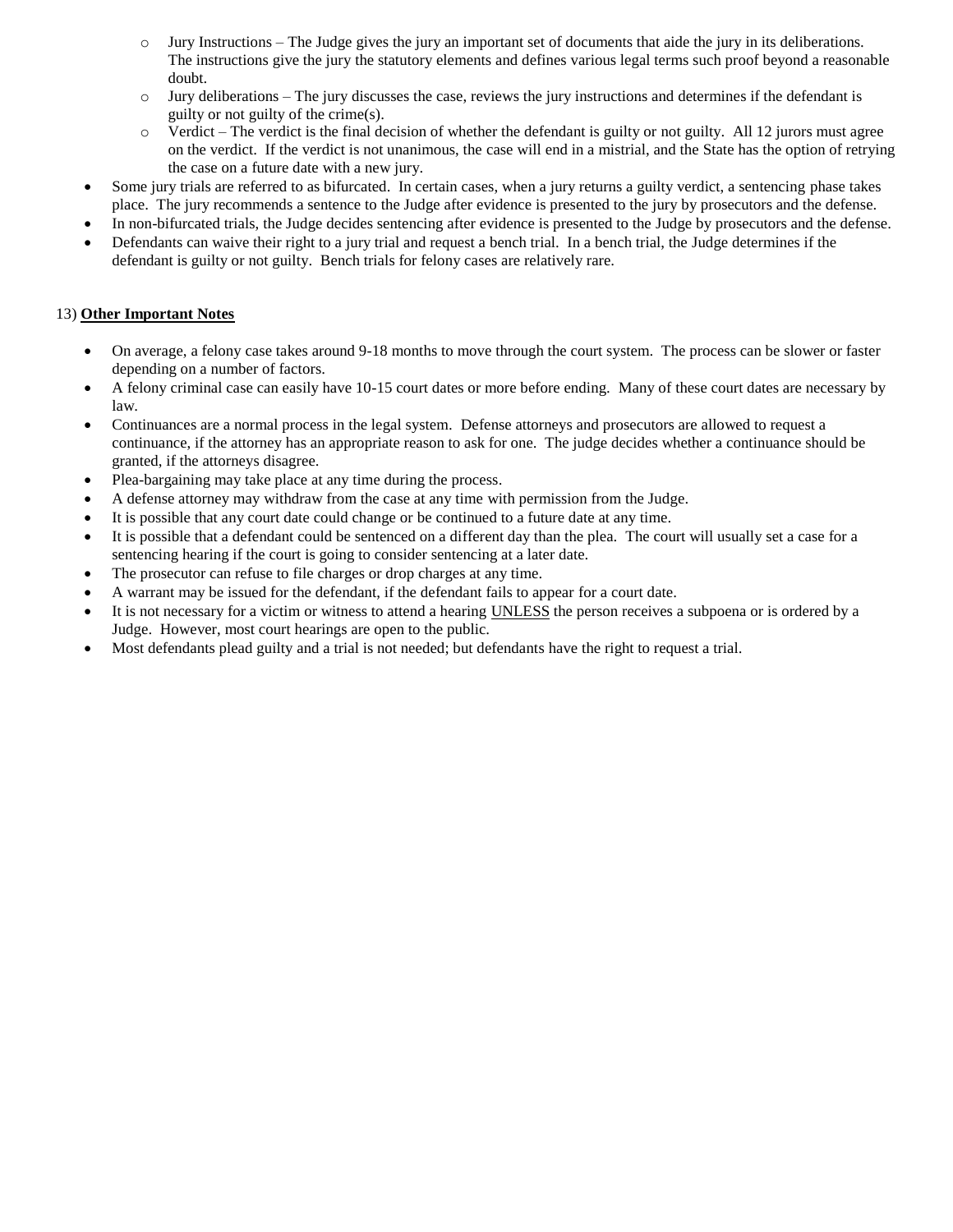- Jury Instructions – The Judge gives the jury an important set of documents that aide the jury in its deliberations. The instructions give the jury the statutory elements and defines various legal terms such proof beyond a reasonable doubt.
  - Jury deliberations – The jury discusses the case, reviews the jury instructions and determines if the defendant is guilty or not guilty of the crime(s).
  - Verdict – The verdict is the final decision of whether the defendant is guilty or not guilty. All 12 jurors must agree on the verdict. If the verdict is not unanimous, the case will end in a mistrial, and the State has the option of retrying the case on a future date with a new jury.
- Some jury trials are referred to as bifurcated. In certain cases, when a jury returns a guilty verdict, a sentencing phase takes place. The jury recommends a sentence to the Judge after evidence is presented to the jury by prosecutors and the defense.
- In non-bifurcated trials, the Judge decides sentencing after evidence is presented to the Judge by prosecutors and the defense.
- Defendants can waive their right to a jury trial and request a bench trial. In a bench trial, the Judge determines if the defendant is guilty or not guilty. Bench trials for felony cases are relatively rare.

13) **<u>Other Important Notes</u>**

- On average, a felony case takes around 9-18 months to move through the court system. The process can be slower or faster depending on a number of factors.
- A felony criminal case can easily have 10-15 court dates or more before ending. Many of these court dates are necessary by law.
- Continuances are a normal process in the legal system. Defense attorneys and prosecutors are allowed to request a continuance, if the attorney has an appropriate reason to ask for one. The judge decides whether a continuance should be granted, if the attorneys disagree.
- Plea-bargaining may take place at any time during the process.
- A defense attorney may withdraw from the case at any time with permission from the Judge.
- It is possible that any court date could change or be continued to a future date at any time.
- It is possible that a defendant could be sentenced on a different day than the plea. The court will usually set a case for a sentencing hearing if the court is going to consider sentencing at a later date.
- The prosecutor can refuse to file charges or drop charges at any time.
- A warrant may be issued for the defendant, if the defendant fails to appear for a court date.
- It is not necessary for a victim or witness to attend a hearing <u>UNLESS</u> the person receives a subpoena or is ordered by a Judge. However, most court hearings are open to the public.
- Most defendants plead guilty and a trial is not needed; but defendants have the right to request a trial.